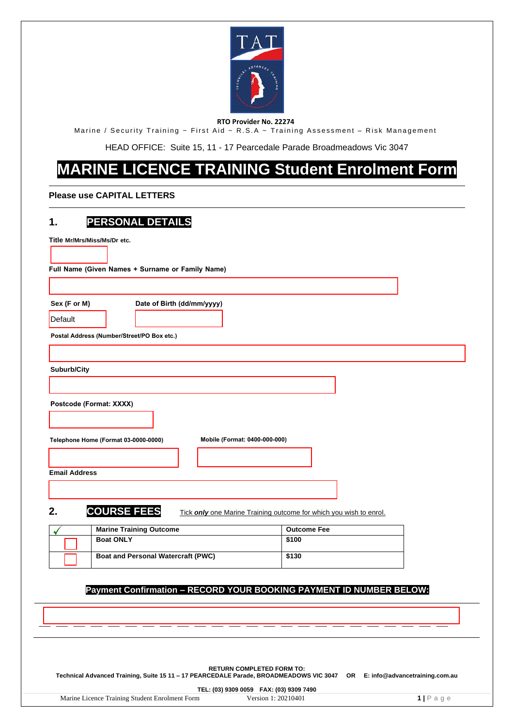RTO Provider No. 22274

Marine / Security Training ~ First Aid ~ R.S.A ~ Training Assessment – Risk Management

HEAD OFFICE: Suite 15, 11 - 17 Pearcedale Parade Broadmeadows Vic 3047

# MARINE LICENCE TRAINING Student Enrolment Form

**Please use CAPITAL LETTERS**

## 1. PERSONAL DETAILS

**Title** Mr/Mrs/Miss/Ms/Dr etc.

**Full Name (Given Names + Surname or Family Name)**

**Sex (F or M)**

Default

**Date of Birth (dd/mm/yyyy)**

**Postal Address (Number/Street/PO Box etc.)**

**Suburb/City**

**Postcode (Format: XXXX)**

**Telephone Home (Format 03-0000-0000)**

**Mobile (Format: 0400-000-000)**

**Email Address**

## 2. COURSE FEES

Tick ***only*** one Marine Training outcome for which you wish to enrol.

| ✓ | Marine Training Outcome | Outcome Fee |
|---|---|---|
| ☐ | Boat ONLY | $100 |
| ☐ | Boat and Personal Watercraft (PWC) | $130 |

**Payment Confirmation – RECORD YOUR BOOKING PAYMENT ID NUMBER BELOW:**

**RETURN COMPLETED FORM TO:**
**Technical Advanced Training, Suite 15 11 – 17 PEARCEDALE Parade, BROADMEADOWS VIC 3047 OR E: info@advancetraining.com.au**

**TEL: (03) 9309 0059 FAX: (03) 9309 7490**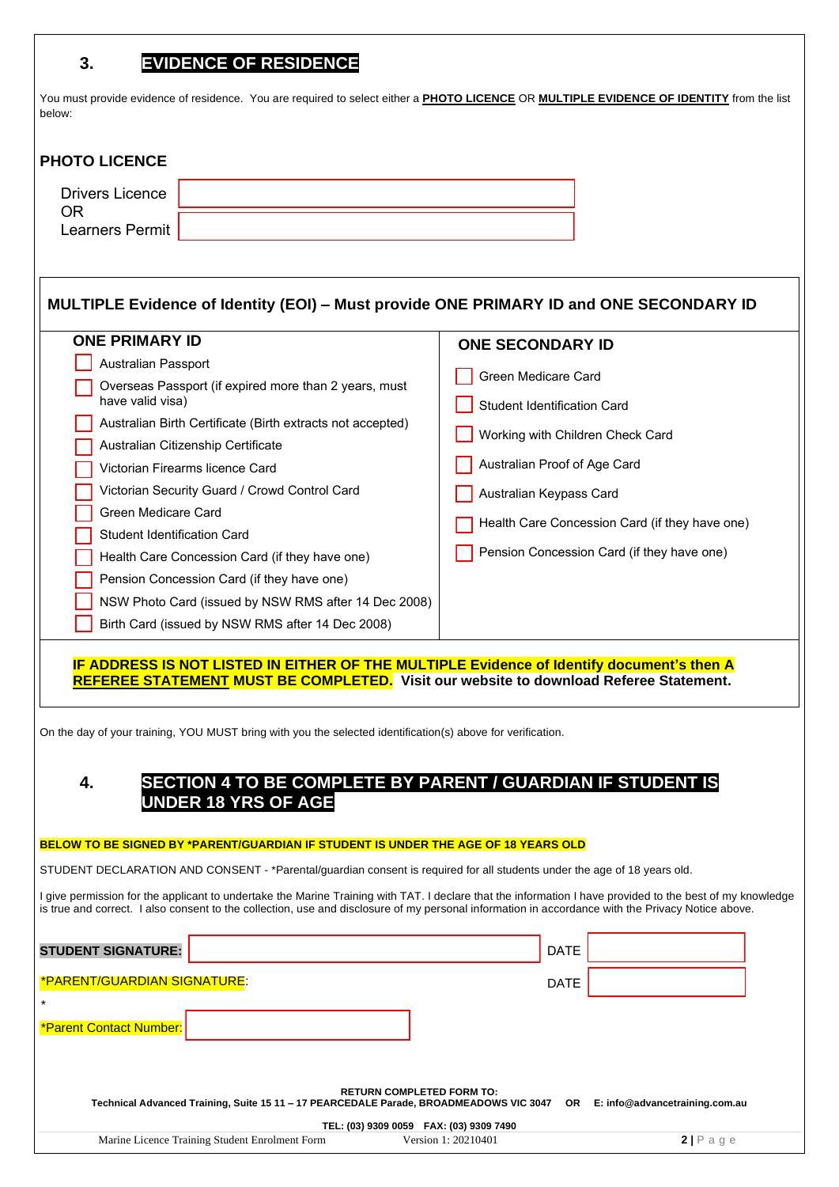## 3. EVIDENCE OF RESIDENCE

You must provide evidence of residence. You are required to select either a **PHOTO LICENCE** OR **MULTIPLE EVIDENCE OF IDENTITY** from the list below:

### PHOTO LICENCE

Drivers Licence ______________________

OR

Learners Permit ______________________

### MULTIPLE Evidence of Identity (EOI) – Must provide ONE PRIMARY ID and ONE SECONDARY ID

| ONE PRIMARY ID | ONE SECONDARY ID |
|---|---|
| ☐ Australian Passport | ☐ Green Medicare Card |
| ☐ Overseas Passport (if expired more than 2 years, must have valid visa) | ☐ Student Identification Card |
| ☐ Australian Birth Certificate (Birth extracts not accepted) | ☐ Working with Children Check Card |
| ☐ Australian Citizenship Certificate | ☐ Australian Proof of Age Card |
| ☐ Victorian Firearms licence Card | ☐ Australian Keypass Card |
| ☐ Victorian Security Guard / Crowd Control Card | ☐ Health Care Concession Card (if they have one) |
| ☐ Green Medicare Card | ☐ Pension Concession Card (if they have one) |
| ☐ Student Identification Card | |
| ☐ Health Care Concession Card (if they have one) | |
| ☐ Pension Concession Card (if they have one) | |
| ☐ NSW Photo Card (issued by NSW RMS after 14 Dec 2008) | |
| ☐ Birth Card (issued by NSW RMS after 14 Dec 2008) | |

**IF ADDRESS IS NOT LISTED IN EITHER OF THE MULTIPLE Evidence of Identify document's then A REFEREE STATEMENT MUST BE COMPLETED. Visit our website to download Referee Statement.**

On the day of your training, YOU MUST bring with you the selected identification(s) above for verification.

## 4. SECTION 4 TO BE COMPLETE BY PARENT / GUARDIAN IF STUDENT IS UNDER 18 YRS OF AGE

**BELOW TO BE SIGNED BY *PARENT/GUARDIAN IF STUDENT IS UNDER THE AGE OF 18 YEARS OLD**

STUDENT DECLARATION AND CONSENT - *Parental/guardian consent is required for all students under the age of 18 years old.

I give permission for the applicant to undertake the Marine Training with TAT. I declare that the information I have provided to the best of my knowledge is true and correct. I also consent to the collection, use and disclosure of my personal information in accordance with the Privacy Notice above.

**STUDENT SIGNATURE:** ______________________ DATE ____________

*PARENT/GUARDIAN SIGNATURE: ______________________ DATE ____________

*

*Parent Contact Number: ______________________

**RETURN COMPLETED FORM TO:**
**Technical Advanced Training, Suite 15 11 – 17 PEARCEDALE Parade, BROADMEADOWS VIC 3047 OR E: info@advancetraining.com.au**

**TEL: (03) 9309 0059 FAX: (03) 9309 7490**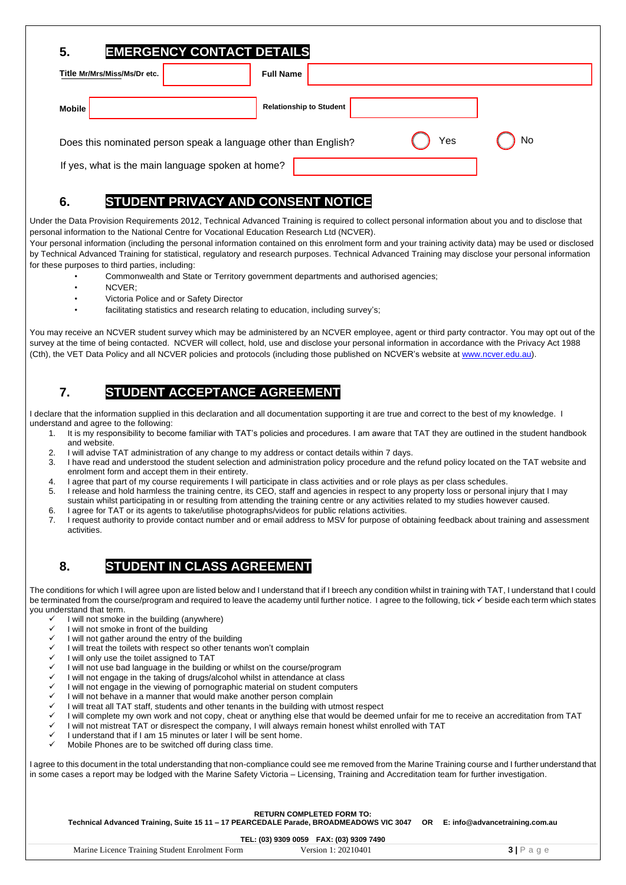## 5. EMERGENCY CONTACT DETAILS

| Title Mr/Mrs/Miss/Ms/Dr etc. | | Full Name | |
|---|---|---|---|
| Mobile | | Relationship to Student | |

Does this nominated person speak a language other than English? ◯ Yes ◯ No

If yes, what is the main language spoken at home?

## 6. STUDENT PRIVACY AND CONSENT NOTICE

Under the Data Provision Requirements 2012, Technical Advanced Training is required to collect personal information about you and to disclose that personal information to the National Centre for Vocational Education Research Ltd (NCVER).

Your personal information (including the personal information contained on this enrolment form and your training activity data) may be used or disclosed by Technical Advanced Training for statistical, regulatory and research purposes. Technical Advanced Training may disclose your personal information for these purposes to third parties, including:

- Commonwealth and State or Territory government departments and authorised agencies;
- NCVER;
- Victoria Police and or Safety Director
- facilitating statistics and research relating to education, including survey's;

You may receive an NCVER student survey which may be administered by an NCVER employee, agent or third party contractor. You may opt out of the survey at the time of being contacted. NCVER will collect, hold, use and disclose your personal information in accordance with the Privacy Act 1988 (Cth), the VET Data Policy and all NCVER policies and protocols (including those published on NCVER's website at www.ncver.edu.au).

## 7. STUDENT ACCEPTANCE AGREEMENT

I declare that the information supplied in this declaration and all documentation supporting it are true and correct to the best of my knowledge. I understand and agree to the following:

1. It is my responsibility to become familiar with TAT's policies and procedures. I am aware that TAT they are outlined in the student handbook and website.
2. I will advise TAT administration of any change to my address or contact details within 7 days.
3. I have read and understood the student selection and administration policy procedure and the refund policy located on the TAT website and enrolment form and accept them in their entirety.
4. I agree that part of my course requirements I will participate in class activities and or role plays as per class schedules.
5. I release and hold harmless the training centre, its CEO, staff and agencies in respect to any property loss or personal injury that I may sustain whilst participating in or resulting from attending the training centre or any activities related to my studies however caused.
6. I agree for TAT or its agents to take/utilise photographs/videos for public relations activities.
7. I request authority to provide contact number and or email address to MSV for purpose of obtaining feedback about training and assessment activities.

## 8. STUDENT IN CLASS AGREEMENT

The conditions for which I will agree upon are listed below and I understand that if I breech any condition whilst in training with TAT, I understand that I could be terminated from the course/program and required to leave the academy until further notice. I agree to the following, tick ✓ beside each term which states you understand that term.

- ✓ I will not smoke in the building (anywhere)
- ✓ I will not smoke in front of the building
- ✓ I will not gather around the entry of the building
- ✓ I will treat the toilets with respect so other tenants won't complain
- ✓ I will only use the toilet assigned to TAT
- ✓ I will not use bad language in the building or whilst on the course/program
- ✓ I will not engage in the taking of drugs/alcohol whilst in attendance at class
- ✓ I will not engage in the viewing of pornographic material on student computers
- ✓ I will not behave in a manner that would make another person complain
- ✓ I will treat all TAT staff, students and other tenants in the building with utmost respect
- ✓ I will complete my own work and not copy, cheat or anything else that would be deemed unfair for me to receive an accreditation from TAT
- ✓ I will not mistreat TAT or disrespect the company, I will always remain honest whilst enrolled with TAT
- ✓ I understand that if I am 15 minutes or later I will be sent home.
- ✓ Mobile Phones are to be switched off during class time.

I agree to this document in the total understanding that non-compliance could see me removed from the Marine Training course and I further understand that in some cases a report may be lodged with the Marine Safety Victoria – Licensing, Training and Accreditation team for further investigation.

**RETURN COMPLETED FORM TO:**
**Technical Advanced Training, Suite 15 11 – 17 PEARCEDALE Parade, BROADMEADOWS VIC 3047 OR E: info@advancetraining.com.au**

**TEL: (03) 9309 0059 FAX: (03) 9309 7490**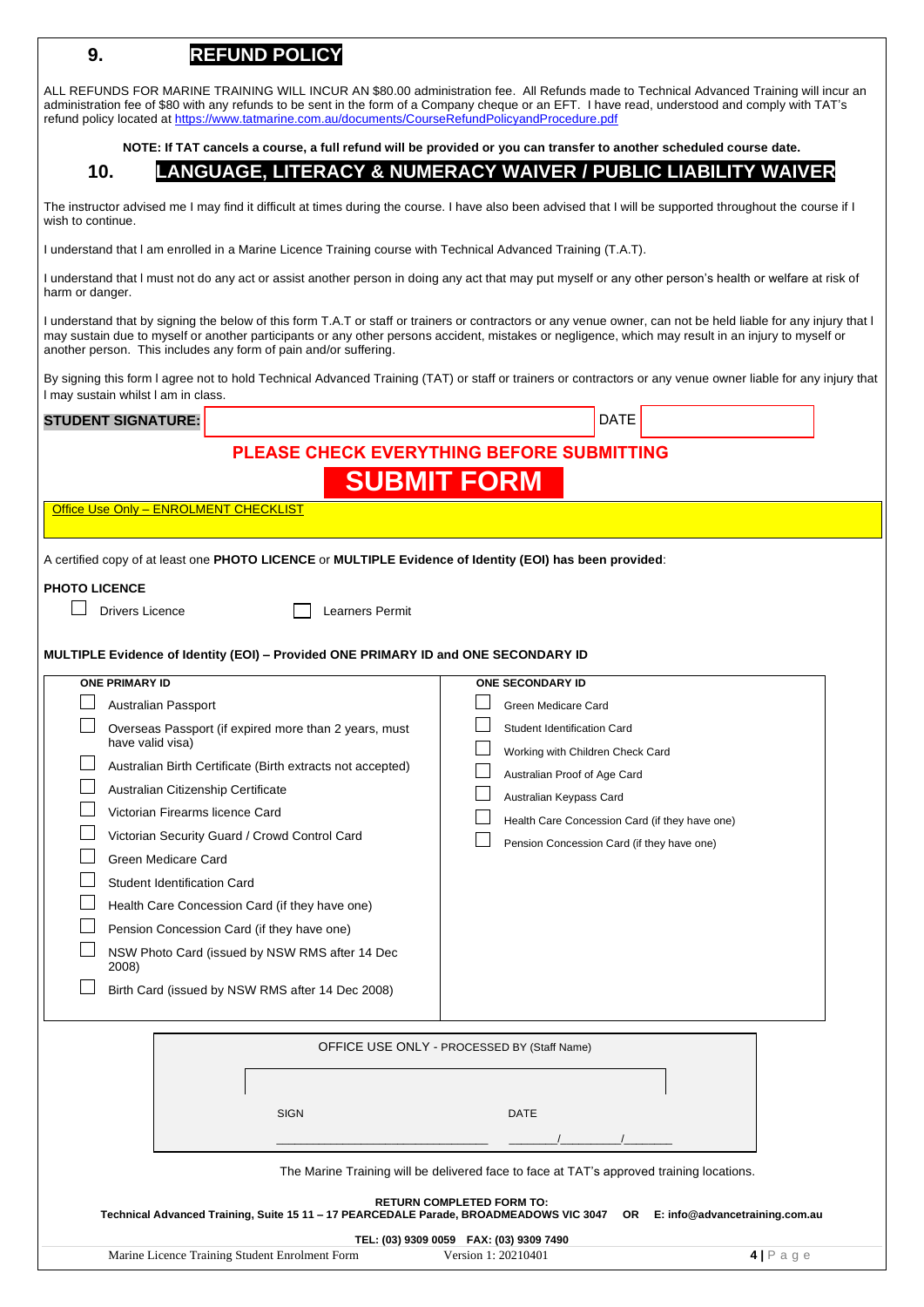## 9. REFUND POLICY

ALL REFUNDS FOR MARINE TRAINING WILL INCUR AN $80.00 administration fee. All Refunds made to Technical Advanced Training will incur an administration fee of $80 with any refunds to be sent in the form of a Company cheque or an EFT. I have read, understood and comply with TAT's refund policy located at https://www.tatmarine.com.au/documents/CourseRefundPolicyandProcedure.pdf

**NOTE: If TAT cancels a course, a full refund will be provided or you can transfer to another scheduled course date.**

## 10. LANGUAGE, LITERACY & NUMERACY WAIVER / PUBLIC LIABILITY WAIVER

The instructor advised me I may find it difficult at times during the course. I have also been advised that I will be supported throughout the course if I wish to continue.

I understand that I am enrolled in a Marine Licence Training course with Technical Advanced Training (T.A.T).

I understand that I must not do any act or assist another person in doing any act that may put myself or any other person's health or welfare at risk of harm or danger.

I understand that by signing the below of this form T.A.T or staff or trainers or contractors or any venue owner, can not be held liable for any injury that I may sustain due to myself or another participants or any other persons accident, mistakes or negligence, which may result in an injury to myself or another person. This includes any form of pain and/or suffering.

By signing this form I agree not to hold Technical Advanced Training (TAT) or staff or trainers or contractors or any venue owner liable for any injury that I may sustain whilst I am in class.

**STUDENT SIGNATURE:** ____________________ DATE ____________

**PLEASE CHECK EVERYTHING BEFORE SUBMITTING**

**SUBMIT FORM**

Office Use Only – ENROLMENT CHECKLIST

A certified copy of at least one **PHOTO LICENCE** or **MULTIPLE Evidence of Identity (EOI) has been provided**:

**PHOTO LICENCE**

- ☐ Drivers Licence
- ☐ Learners Permit

**MULTIPLE Evidence of Identity (EOI) – Provided ONE PRIMARY ID and ONE SECONDARY ID**

| ONE PRIMARY ID | ONE SECONDARY ID |
|---|---|
| ☐ Australian Passport | ☐ Green Medicare Card |
| ☐ Overseas Passport (if expired more than 2 years, must have valid visa) | ☐ Student Identification Card |
| ☐ Australian Birth Certificate (Birth extracts not accepted) | ☐ Working with Children Check Card |
| ☐ Australian Citizenship Certificate | ☐ Australian Proof of Age Card |
| ☐ Victorian Firearms licence Card | ☐ Australian Keypass Card |
| ☐ Victorian Security Guard / Crowd Control Card | ☐ Health Care Concession Card (if they have one) |
| ☐ Green Medicare Card | ☐ Pension Concession Card (if they have one) |
| ☐ Student Identification Card | |
| ☐ Health Care Concession Card (if they have one) | |
| ☐ Pension Concession Card (if they have one) | |
| ☐ NSW Photo Card (issued by NSW RMS after 14 Dec 2008) | |
| ☐ Birth Card (issued by NSW RMS after 14 Dec 2008) | |

OFFICE USE ONLY - PROCESSED BY (Staff Name)

SIGN ______________________________ DATE _______/________/_______

The Marine Training will be delivered face to face at TAT's approved training locations.

**RETURN COMPLETED FORM TO:**
**Technical Advanced Training, Suite 15 11 – 17 PEARCEDALE Parade, BROADMEADOWS VIC 3047 OR E: info@advancetraining.com.au**

**TEL: (03) 9309 0059 FAX: (03) 9309 7490**